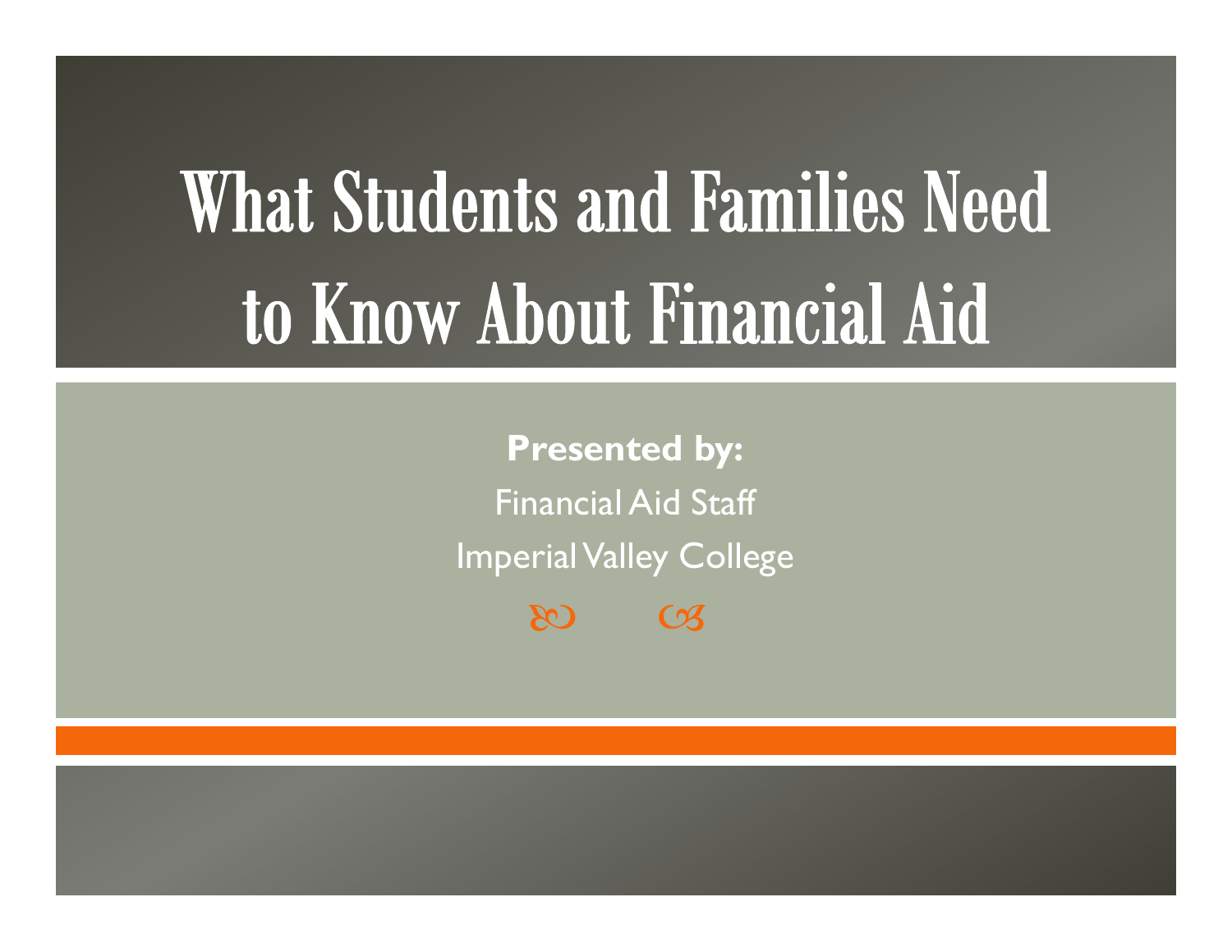# What Students and Families Need to Know About Financial Aid

**Presented by:**

Financial Aid Staff

Imperial Valley College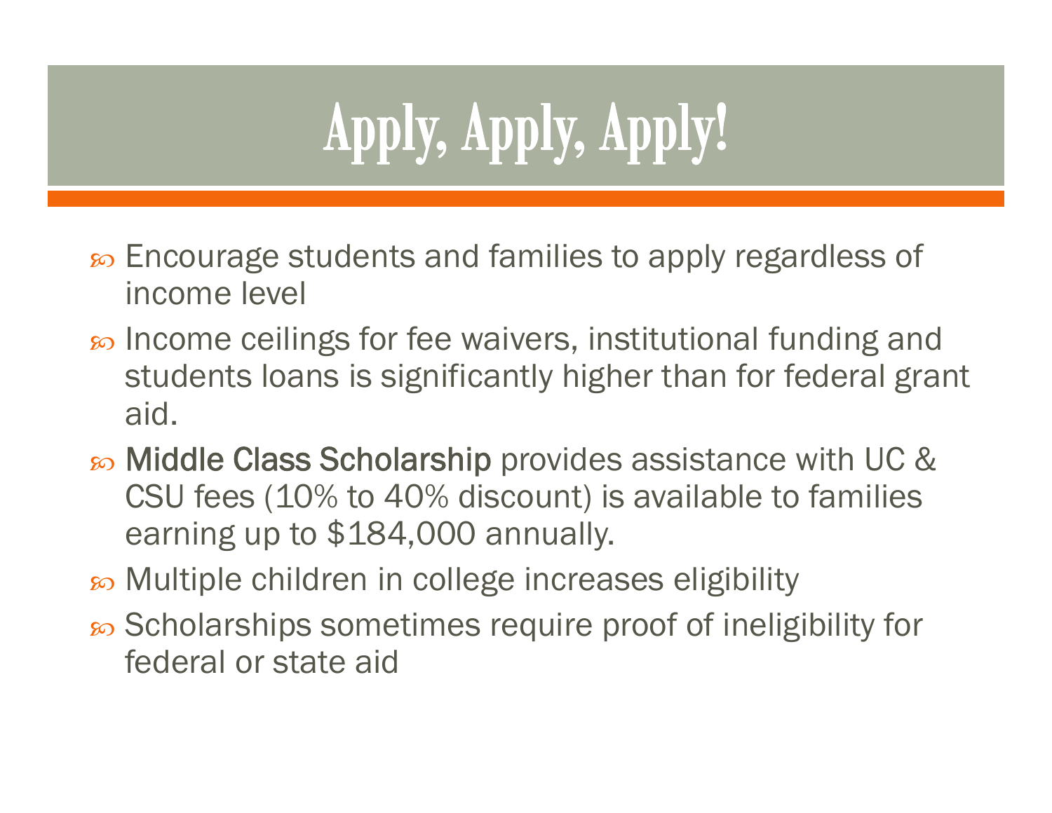# Apply, Apply, Apply!

- Encourage students and families to apply regardless of income level
- Income ceilings for fee waivers, institutional funding and students loans is significantly higher than for federal grant aid.
- Middle Class Scholarship provides assistance with UC & CSU fees (10% to 40% discount) is available to families earning up to $184,000 annually.
- Multiple children in college increases eligibility
- Scholarships sometimes require proof of ineligibility for federal or state aid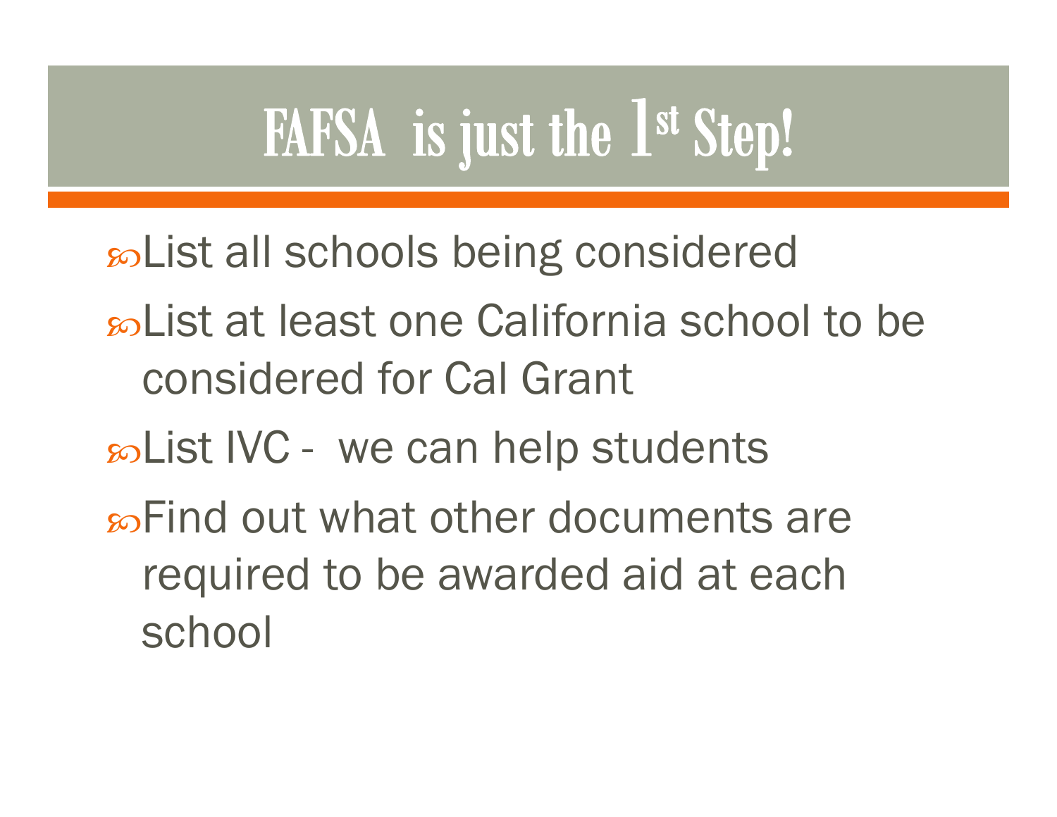# FAFSA is just the 1st Step!

- List all schools being considered
- List at least one California school to be considered for Cal Grant
- List IVC - we can help students
- Find out what other documents are required to be awarded aid at each school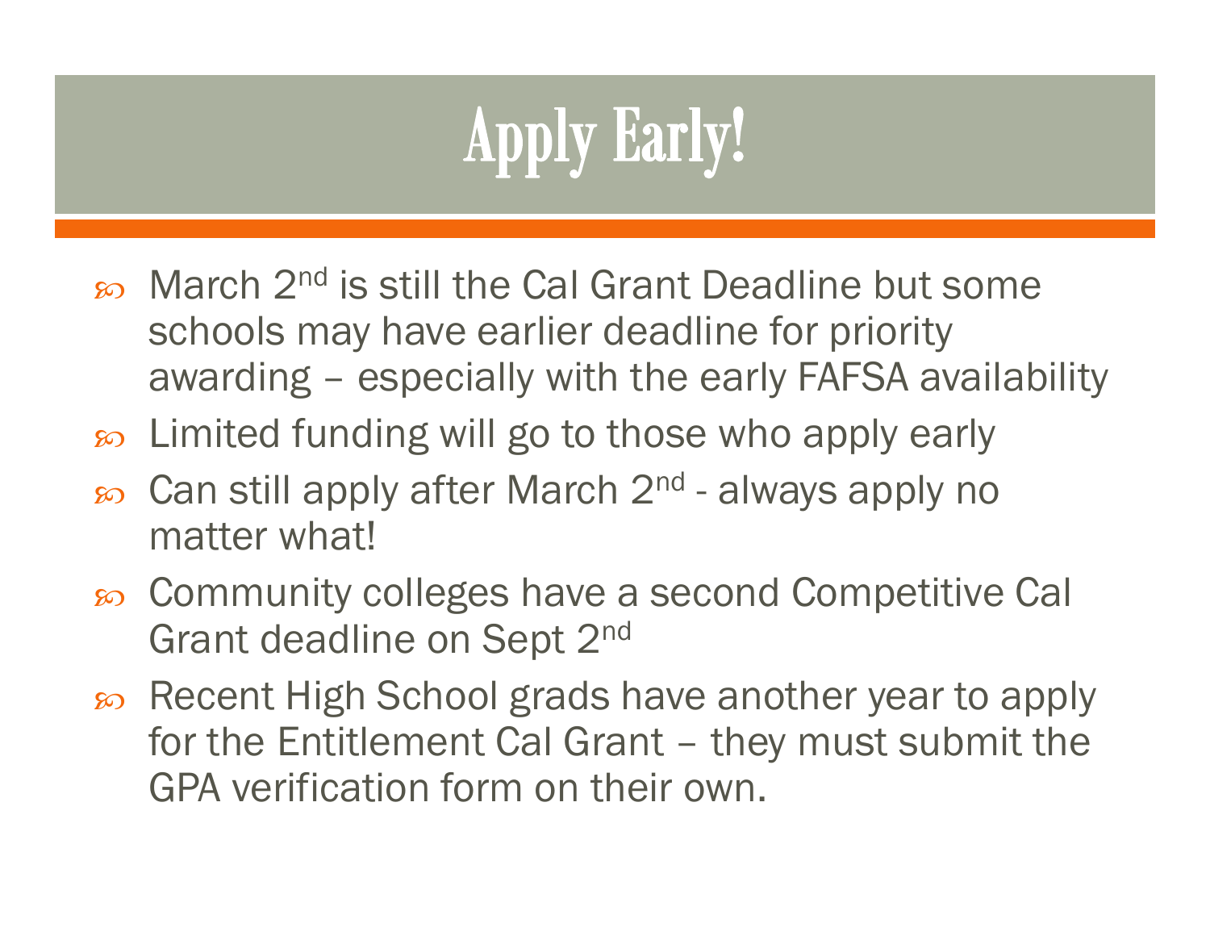# Apply Early!

- March 2nd is still the Cal Grant Deadline but some schools may have earlier deadline for priority awarding – especially with the early FAFSA availability
- Limited funding will go to those who apply early
- Can still apply after March 2nd - always apply no matter what!
- Community colleges have a second Competitive Cal Grant deadline on Sept 2nd
- Recent High School grads have another year to apply for the Entitlement Cal Grant – they must submit the GPA verification form on their own.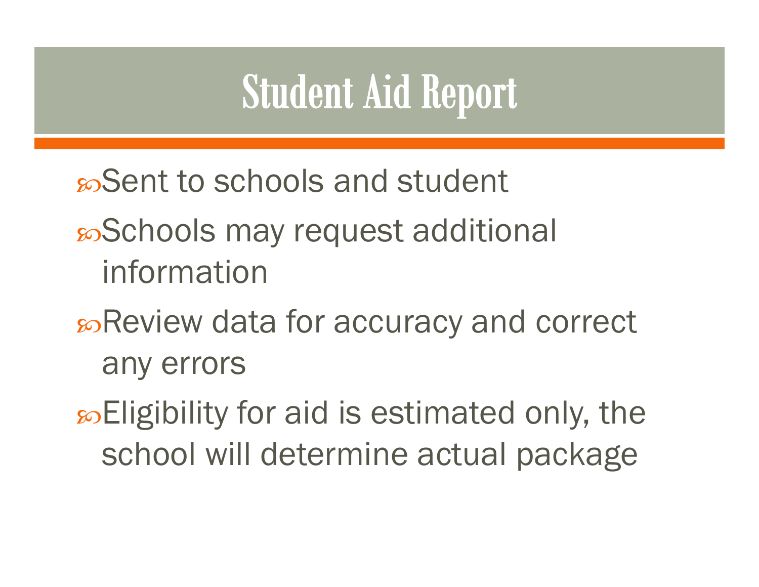# Student Aid Report

- Sent to schools and student
- Schools may request additional information
- Review data for accuracy and correct any errors
- Eligibility for aid is estimated only, the school will determine actual package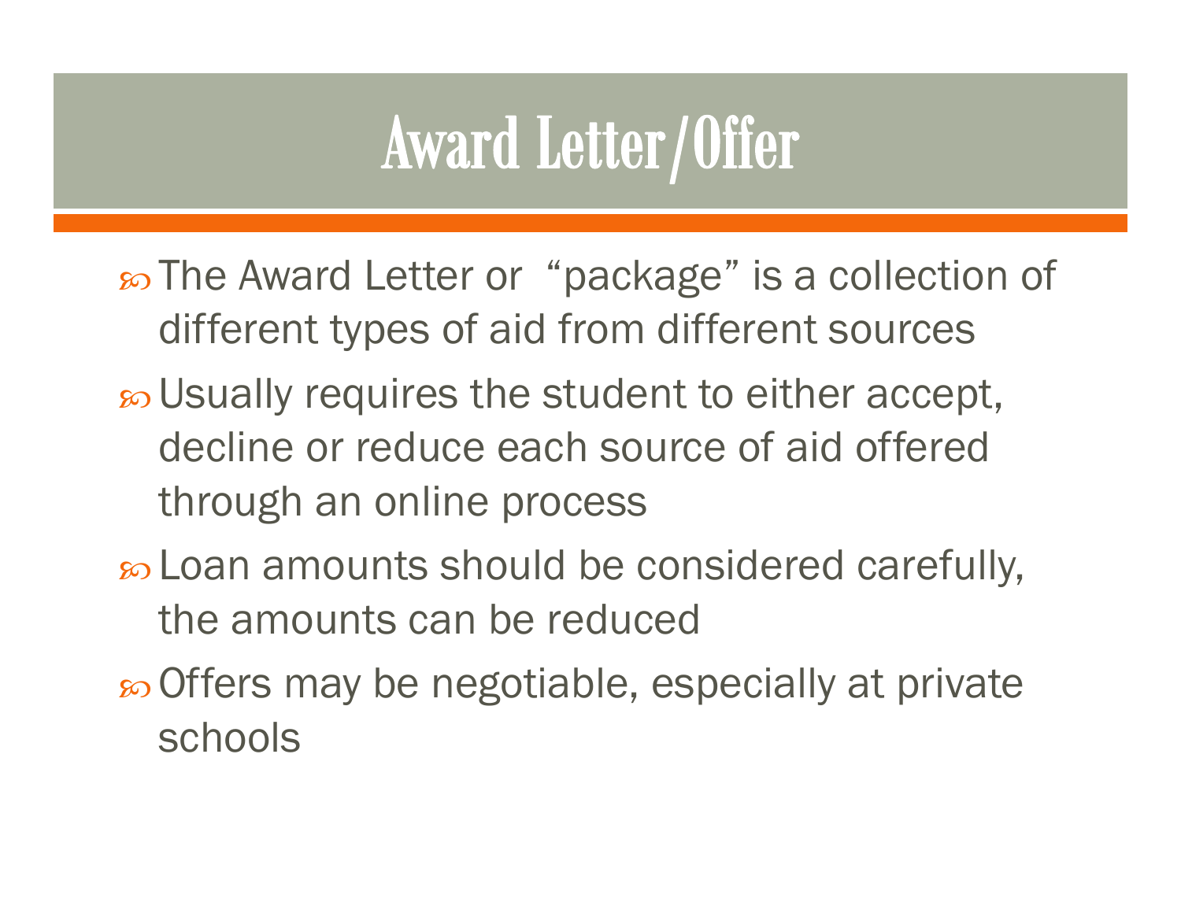# Award Letter/Offer

- The Award Letter or "package" is a collection of different types of aid from different sources
- Usually requires the student to either accept, decline or reduce each source of aid offered through an online process
- Loan amounts should be considered carefully, the amounts can be reduced
- Offers may be negotiable, especially at private schools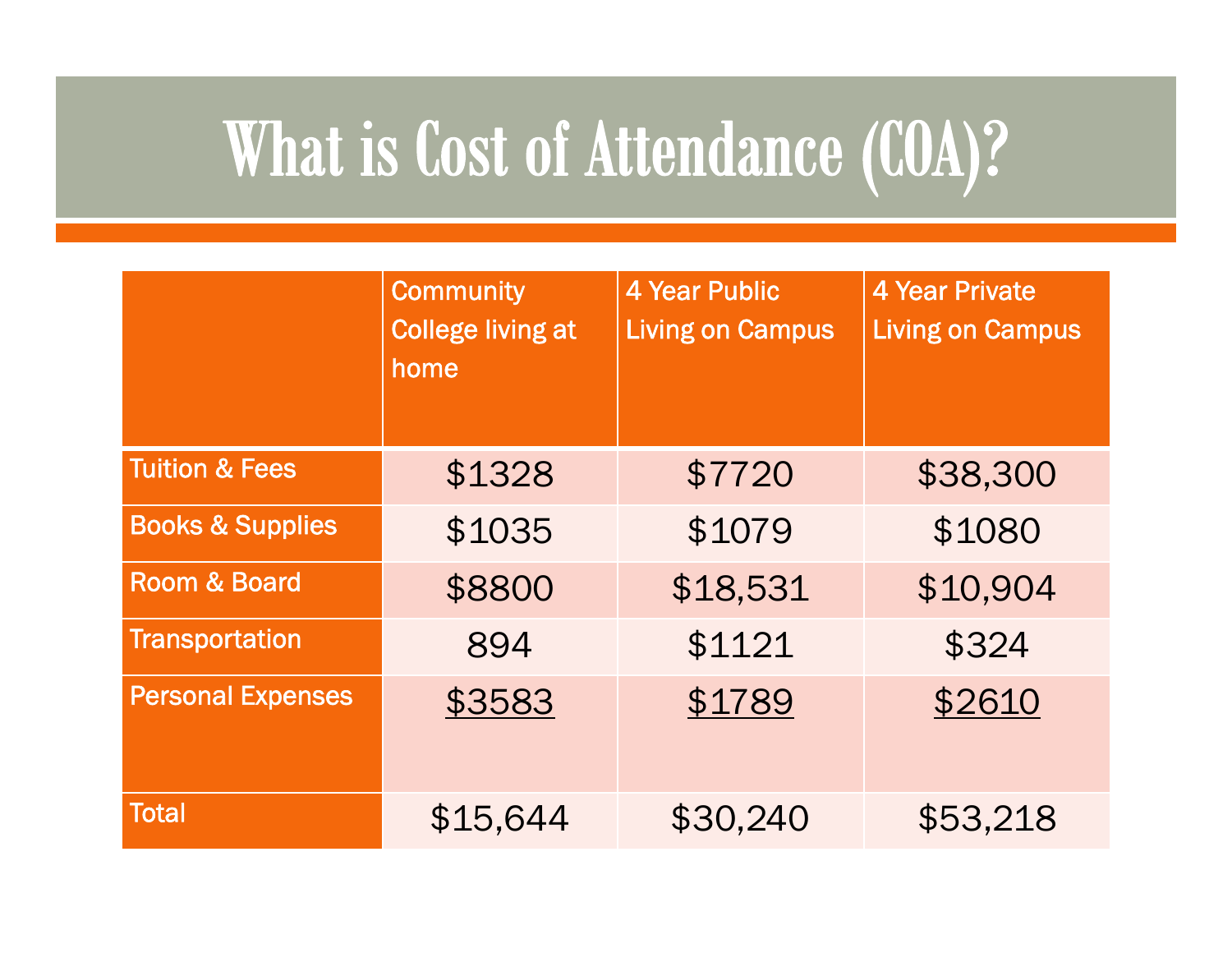# What is Cost of Attendance (COA)?

| | Community College living at home | 4 Year Public Living on Campus | 4 Year Private Living on Campus |
|---|---|---|---|
| Tuition & Fees | $1328 | $7720 | $38,300 |
| Books & Supplies | $1035 | $1079 | $1080 |
| Room & Board | $8800 | $18,531 | $10,904 |
| Transportation | 894 | $1121 | $324 |
| Personal Expenses | $3583 | $1789 | $2610 |
| Total | $15,644 | $30,240 | $53,218 |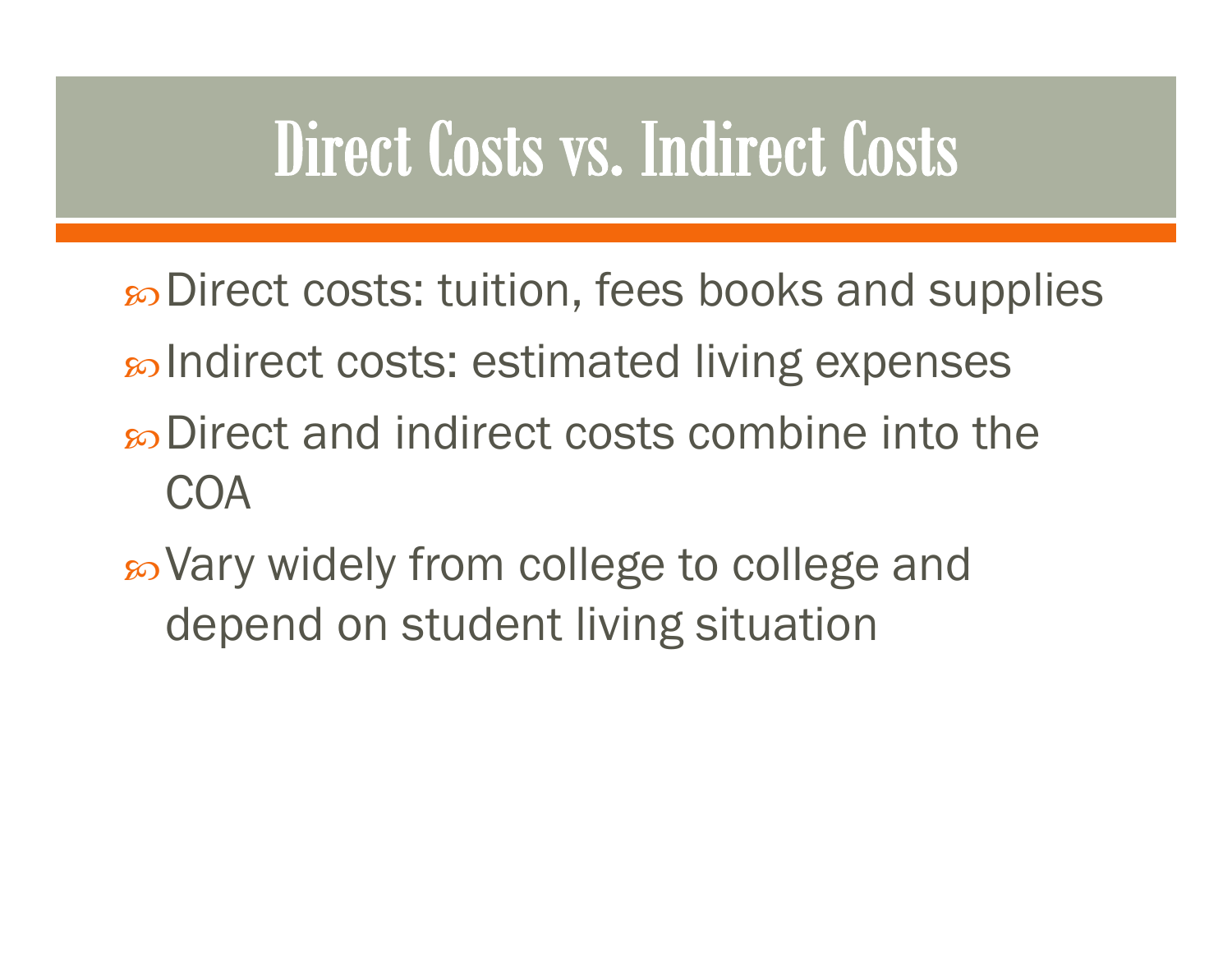# Direct Costs vs. Indirect Costs

- Direct costs: tuition, fees books and supplies
- Indirect costs: estimated living expenses
- Direct and indirect costs combine into the COA
- Vary widely from college to college and depend on student living situation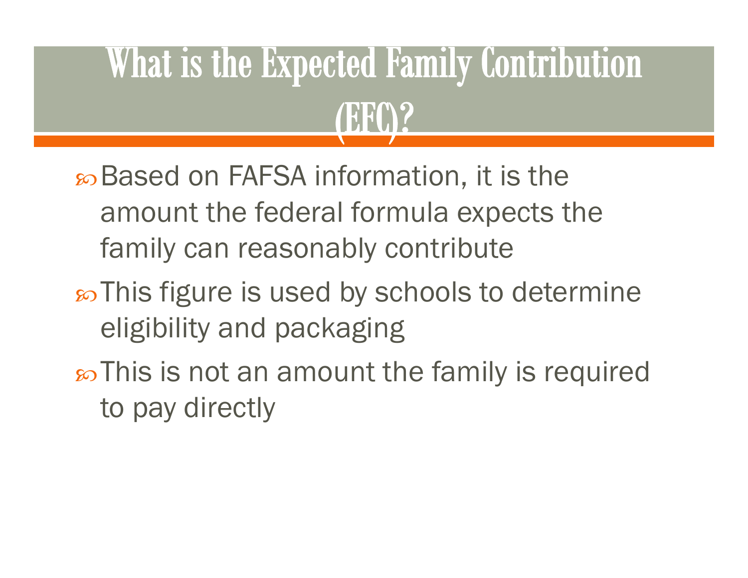# What is the Expected Family Contribution (EFC)?

- Based on FAFSA information, it is the amount the federal formula expects the family can reasonably contribute
- This figure is used by schools to determine eligibility and packaging
- This is not an amount the family is required to pay directly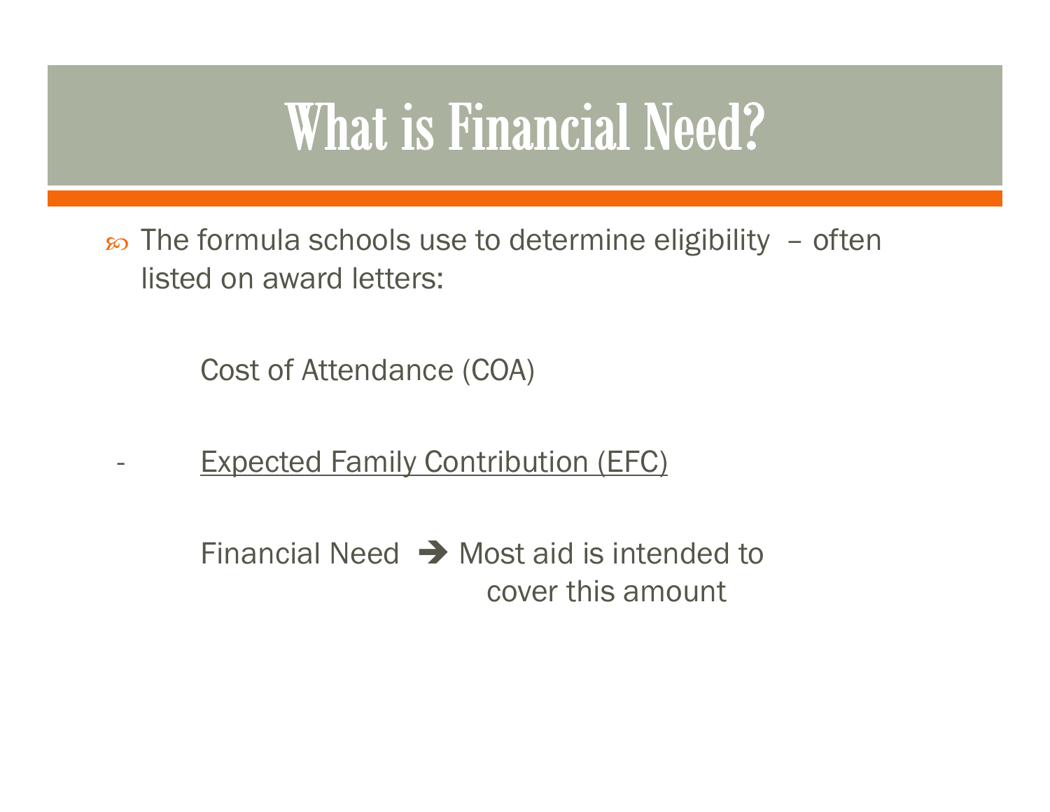# What is Financial Need?

- The formula schools use to determine eligibility – often listed on award letters:

Cost of Attendance (COA)

\- <u>Expected Family Contribution (EFC)</u>

Financial Need ➔ Most aid is intended to cover this amount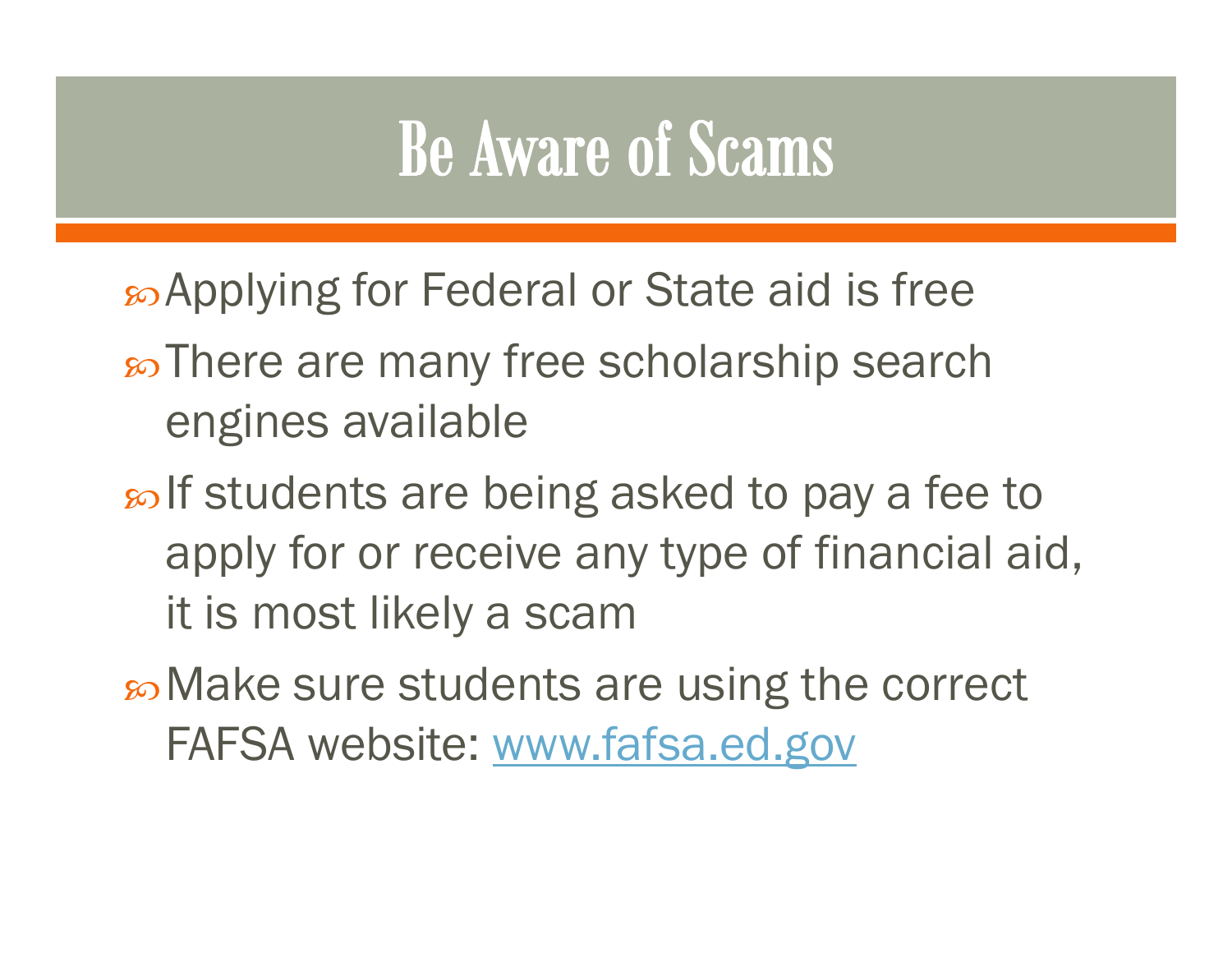# Be Aware of Scams

- Applying for Federal or State aid is free
- There are many free scholarship search engines available
- If students are being asked to pay a fee to apply for or receive any type of financial aid, it is most likely a scam
- Make sure students are using the correct FAFSA website: [www.fafsa.ed.gov](http://www.fafsa.ed.gov)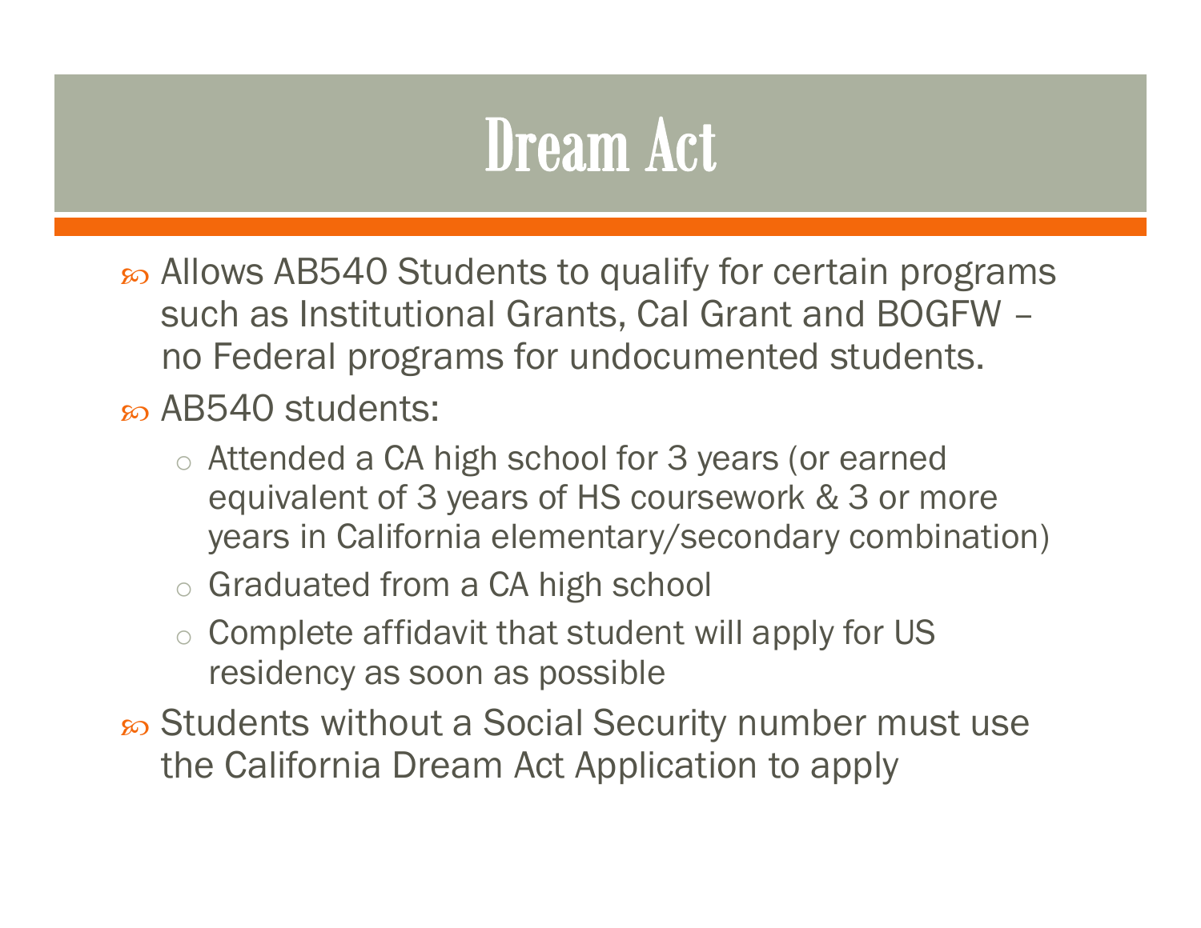# Dream Act

- Allows AB540 Students to qualify for certain programs such as Institutional Grants, Cal Grant and BOGFW – no Federal programs for undocumented students.
- AB540 students:
  - Attended a CA high school for 3 years (or earned equivalent of 3 years of HS coursework & 3 or more years in California elementary/secondary combination)
  - Graduated from a CA high school
  - Complete affidavit that student will apply for US residency as soon as possible
- Students without a Social Security number must use the California Dream Act Application to apply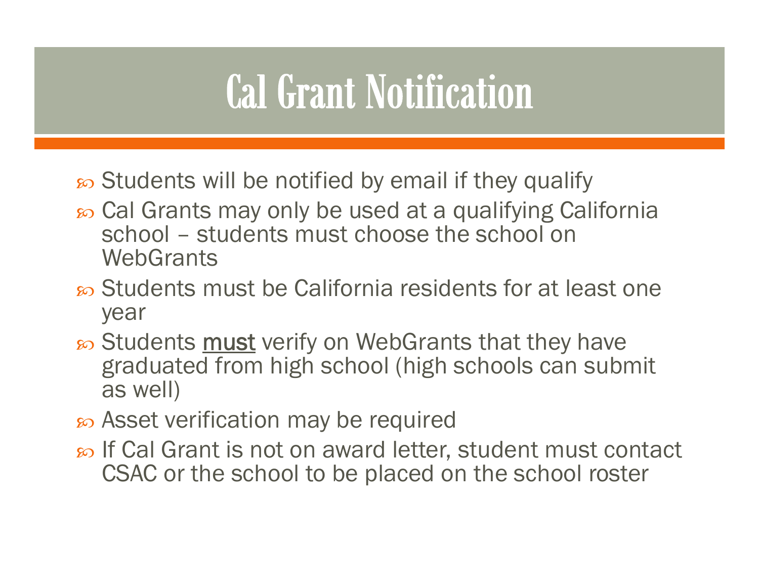# Cal Grant Notification

- Students will be notified by email if they qualify
- Cal Grants may only be used at a qualifying California school – students must choose the school on WebGrants
- Students must be California residents for at least one year
- Students <u>must</u> verify on WebGrants that they have graduated from high school (high schools can submit as well)
- Asset verification may be required
- If Cal Grant is not on award letter, student must contact CSAC or the school to be placed on the school roster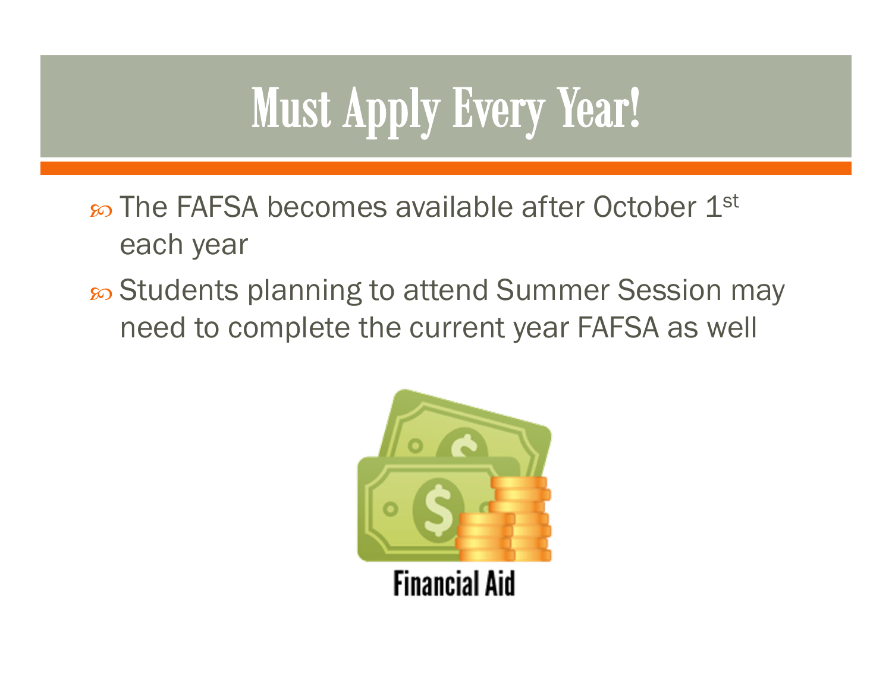# Must Apply Every Year!

- The FAFSA becomes available after October 1st each year
- Students planning to attend Summer Session may need to complete the current year FAFSA as well

Financial Aid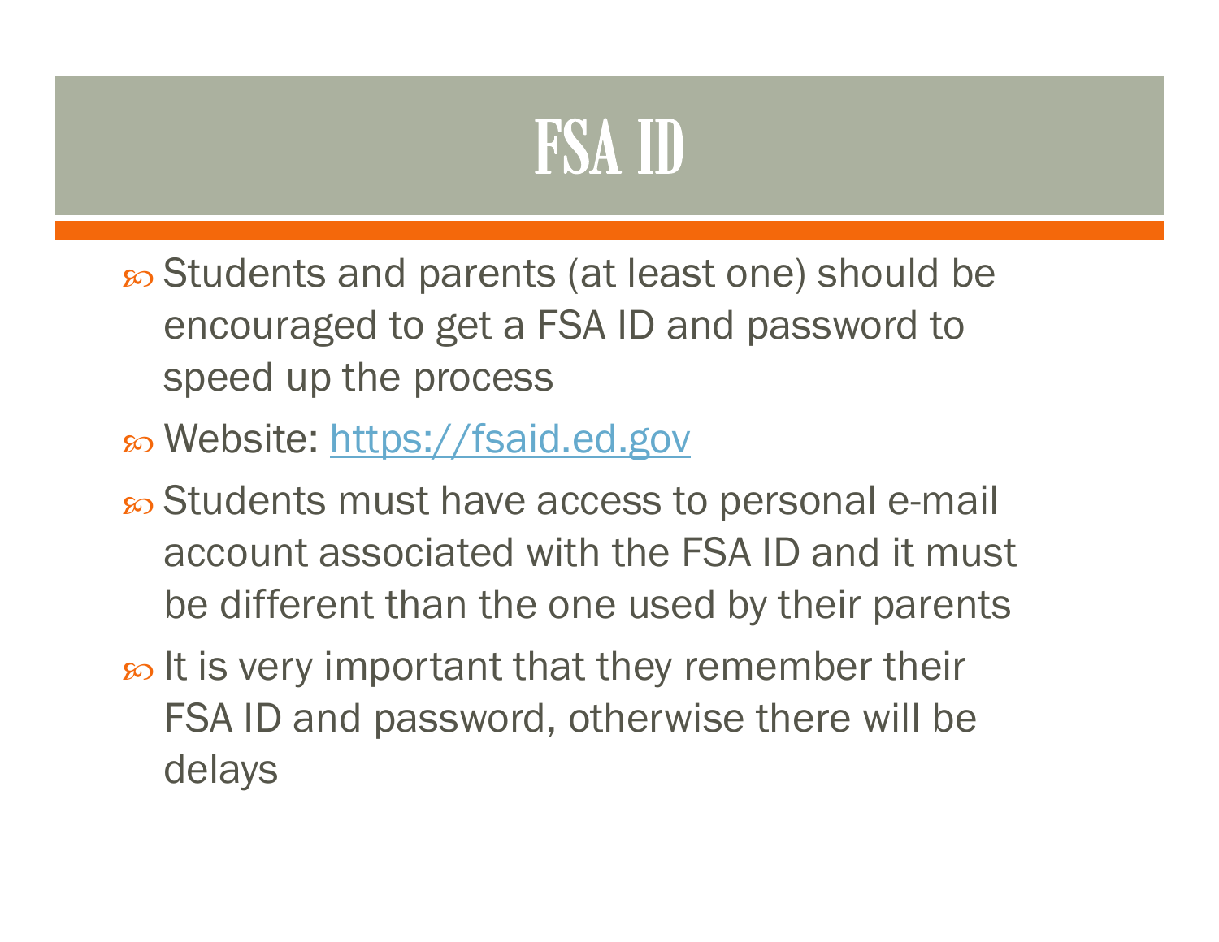# FSA ID

- Students and parents (at least one) should be encouraged to get a FSA ID and password to speed up the process
- Website: https://fsaid.ed.gov
- Students must have access to personal e-mail account associated with the FSA ID and it must be different than the one used by their parents
- It is very important that they remember their FSA ID and password, otherwise there will be delays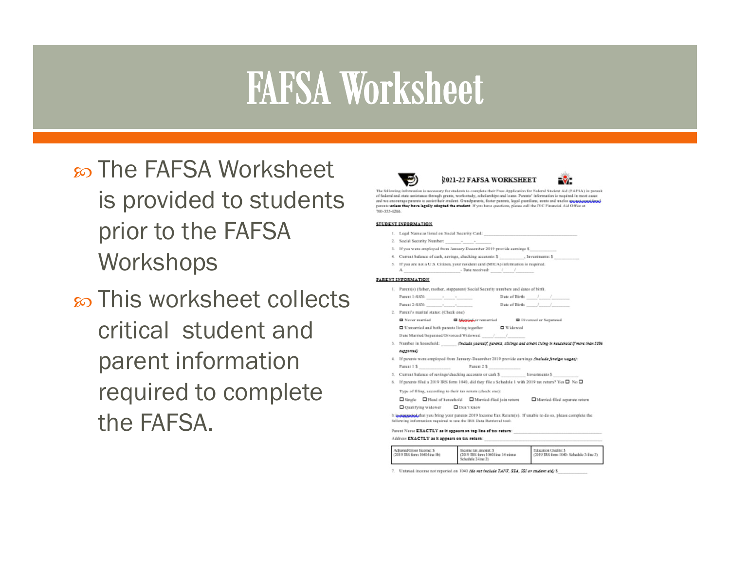# FAFSA Worksheet

- The FAFSA Worksheet is provided to students prior to the FAFSA Workshops
- This worksheet collects critical student and parent information required to complete the FAFSA.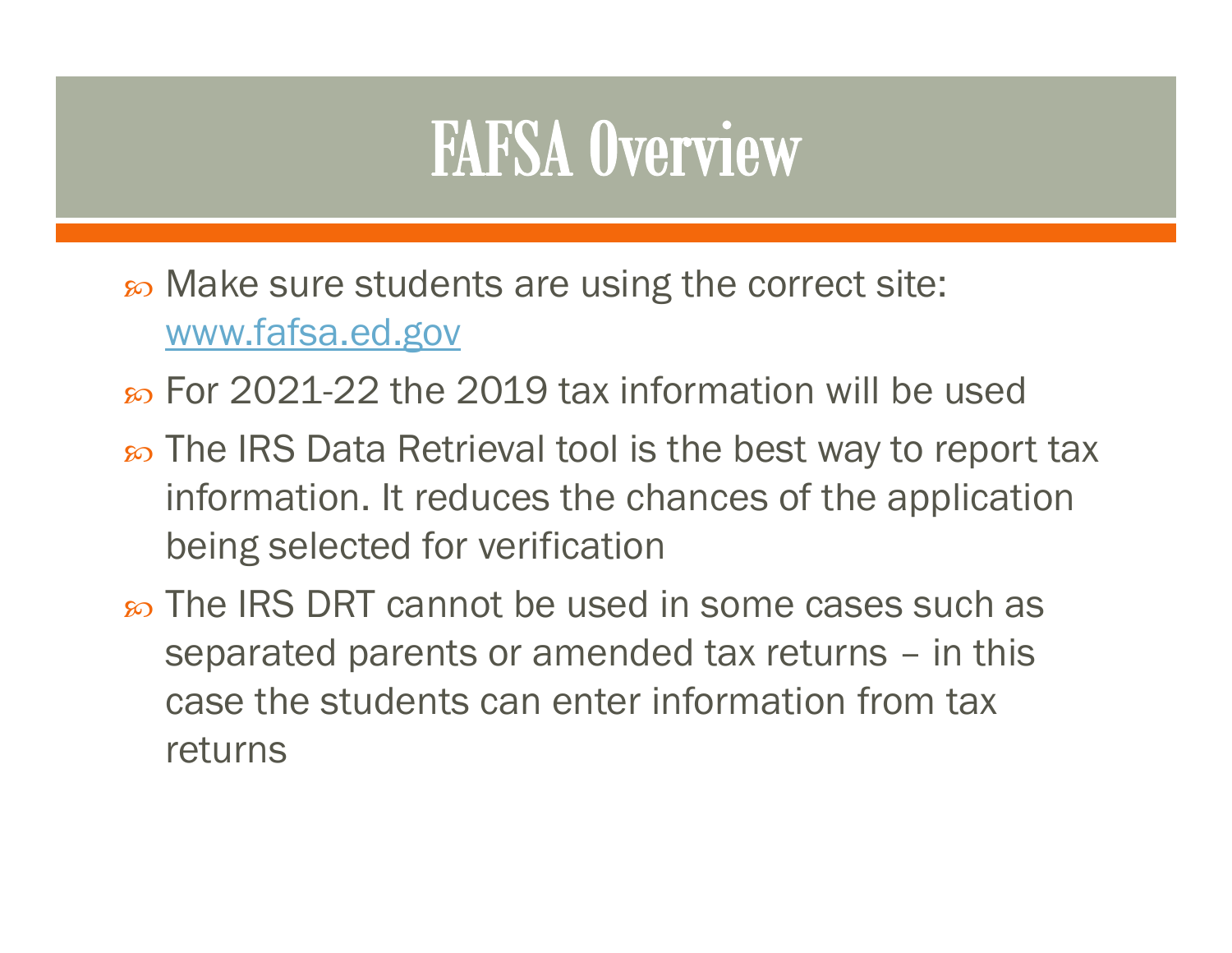# FAFSA Overview

- Make sure students are using the correct site: www.fafsa.ed.gov
- For 2021-22 the 2019 tax information will be used
- The IRS Data Retrieval tool is the best way to report tax information. It reduces the chances of the application being selected for verification
- The IRS DRT cannot be used in some cases such as separated parents or amended tax returns – in this case the students can enter information from tax returns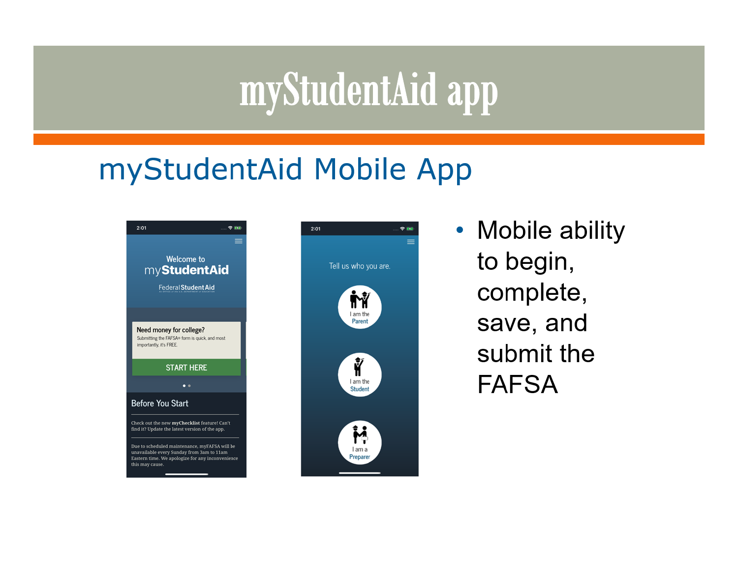# myStudentAid app

## myStudentAid Mobile App

- Mobile ability to begin, complete, save, and submit the FAFSA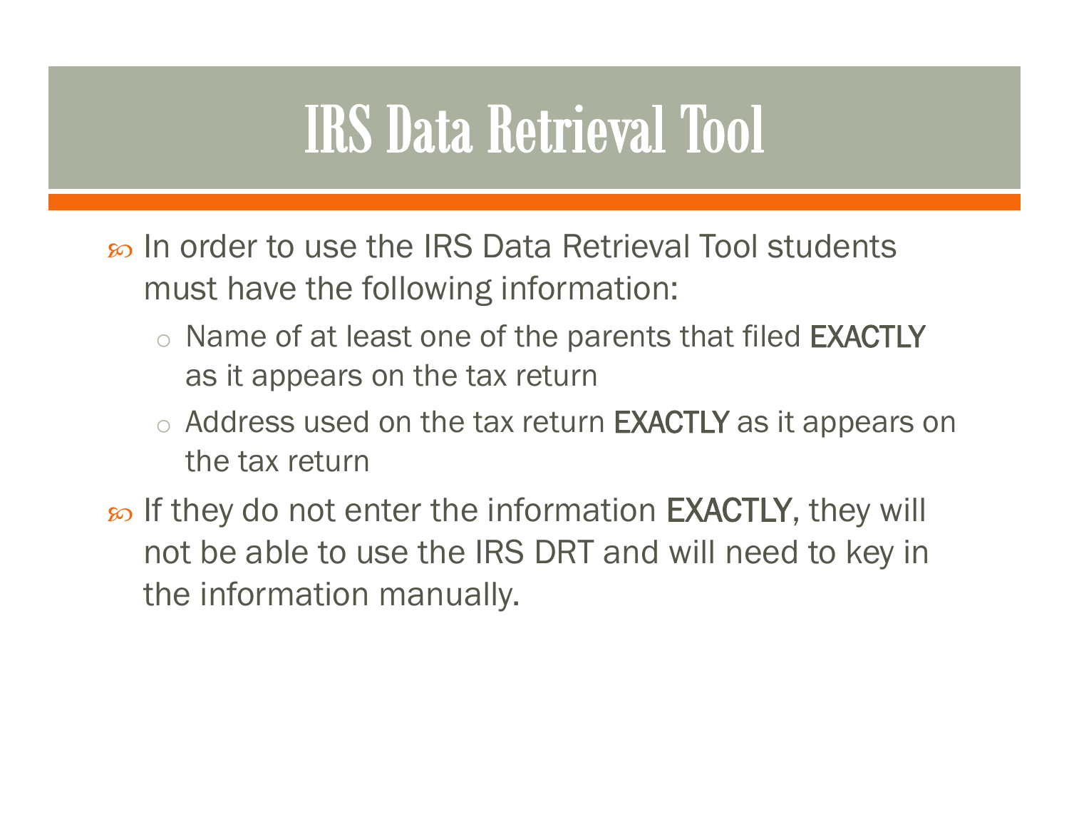# IRS Data Retrieval Tool

- In order to use the IRS Data Retrieval Tool students must have the following information:
  - Name of at least one of the parents that filed **EXACTLY** as it appears on the tax return
  - Address used on the tax return **EXACTLY** as it appears on the tax return
- If they do not enter the information **EXACTLY**, they will not be able to use the IRS DRT and will need to key in the information manually.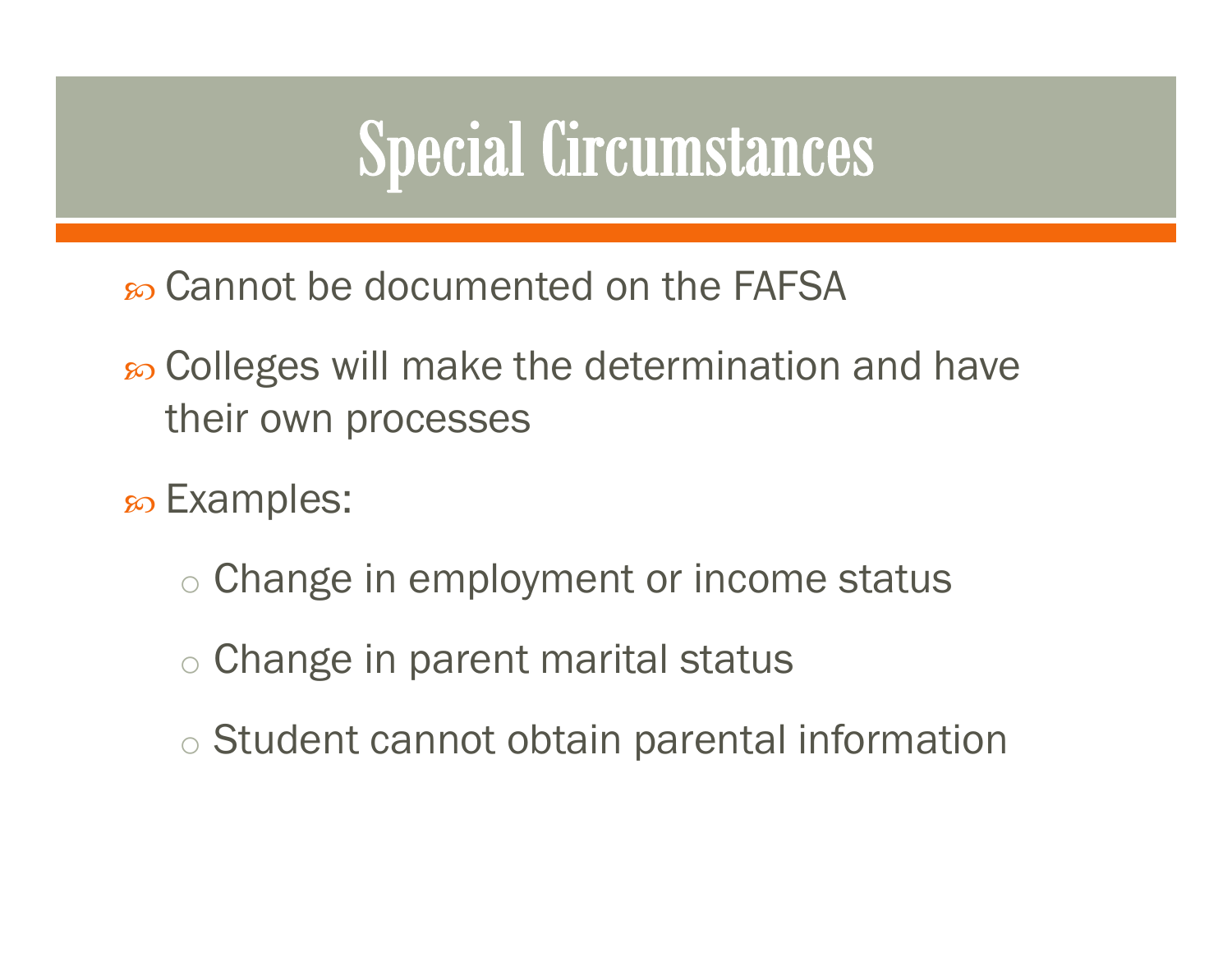# Special Circumstances

- Cannot be documented on the FAFSA
- Colleges will make the determination and have their own processes
- Examples:
  - Change in employment or income status
  - Change in parent marital status
  - Student cannot obtain parental information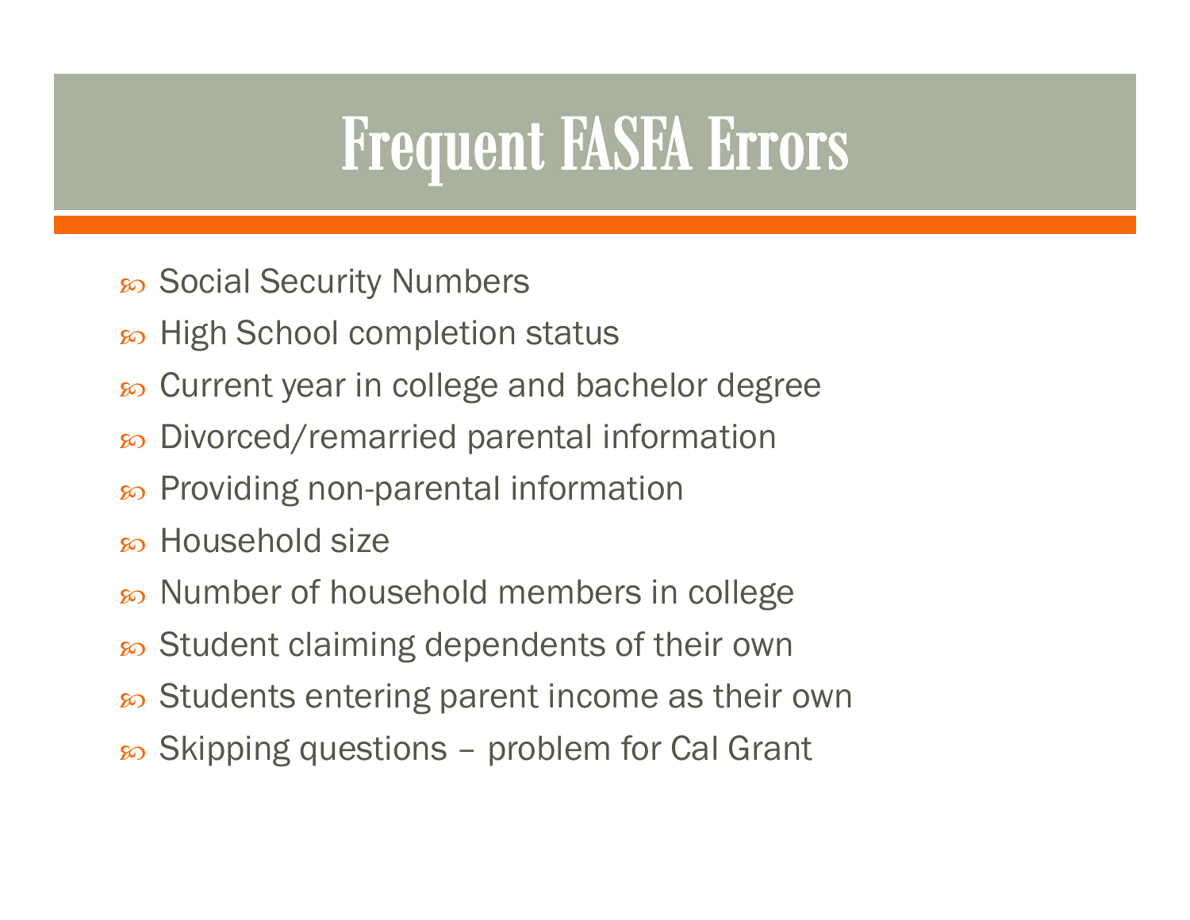# Frequent FASFA Errors

- Social Security Numbers
- High School completion status
- Current year in college and bachelor degree
- Divorced/remarried parental information
- Providing non-parental information
- Household size
- Number of household members in college
- Student claiming dependents of their own
- Students entering parent income as their own
- Skipping questions – problem for Cal Grant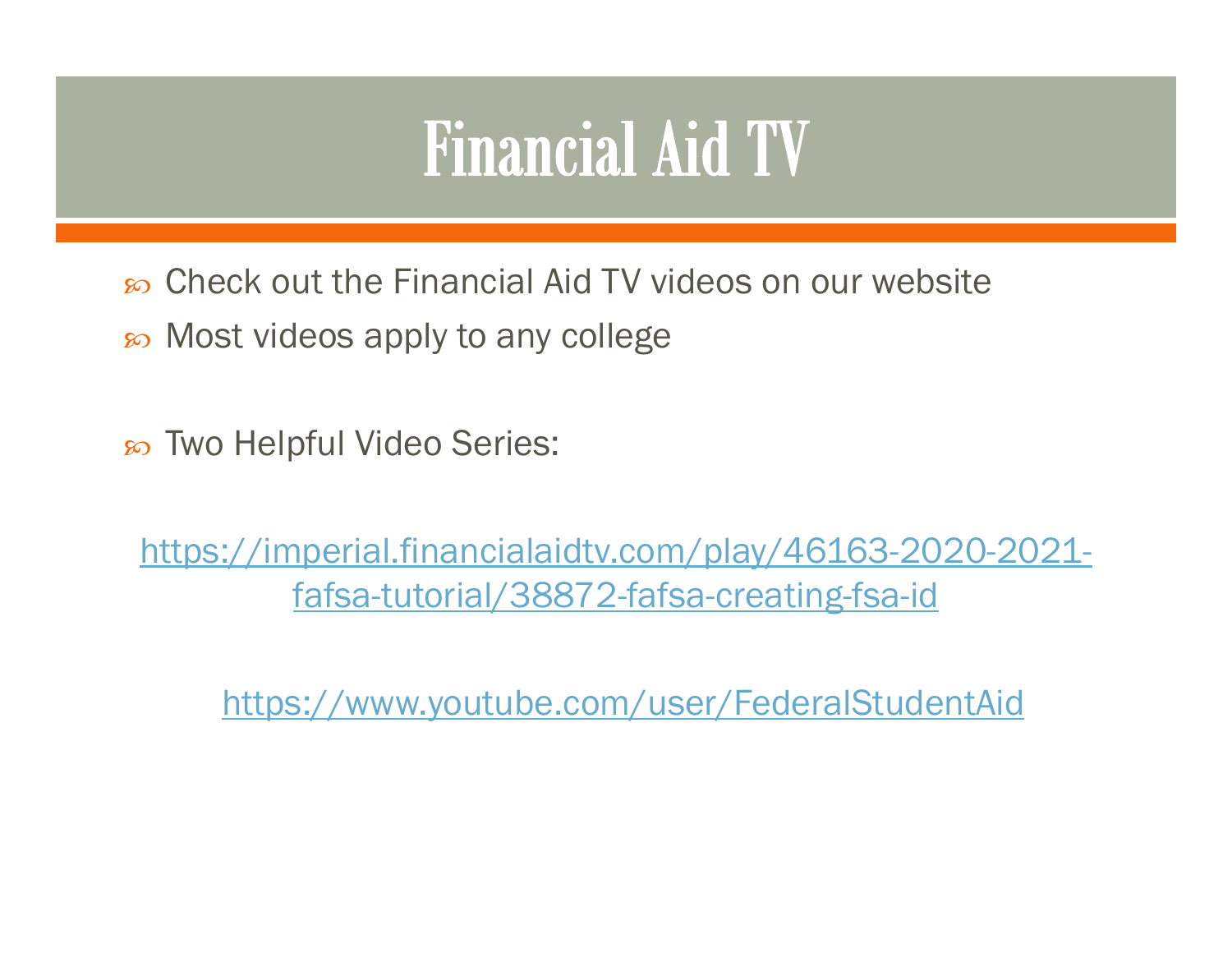# Financial Aid TV

- Check out the Financial Aid TV videos on our website
- Most videos apply to any college

- Two Helpful Video Series:

[https://imperial.financialaidtv.com/play/46163-2020-2021-fafsa-tutorial/38872-fafsa-creating-fsa-id](https://imperial.financialaidtv.com/play/46163-2020-2021-fafsa-tutorial/38872-fafsa-creating-fsa-id)

[https://www.youtube.com/user/FederalStudentAid](https://www.youtube.com/user/FederalStudentAid)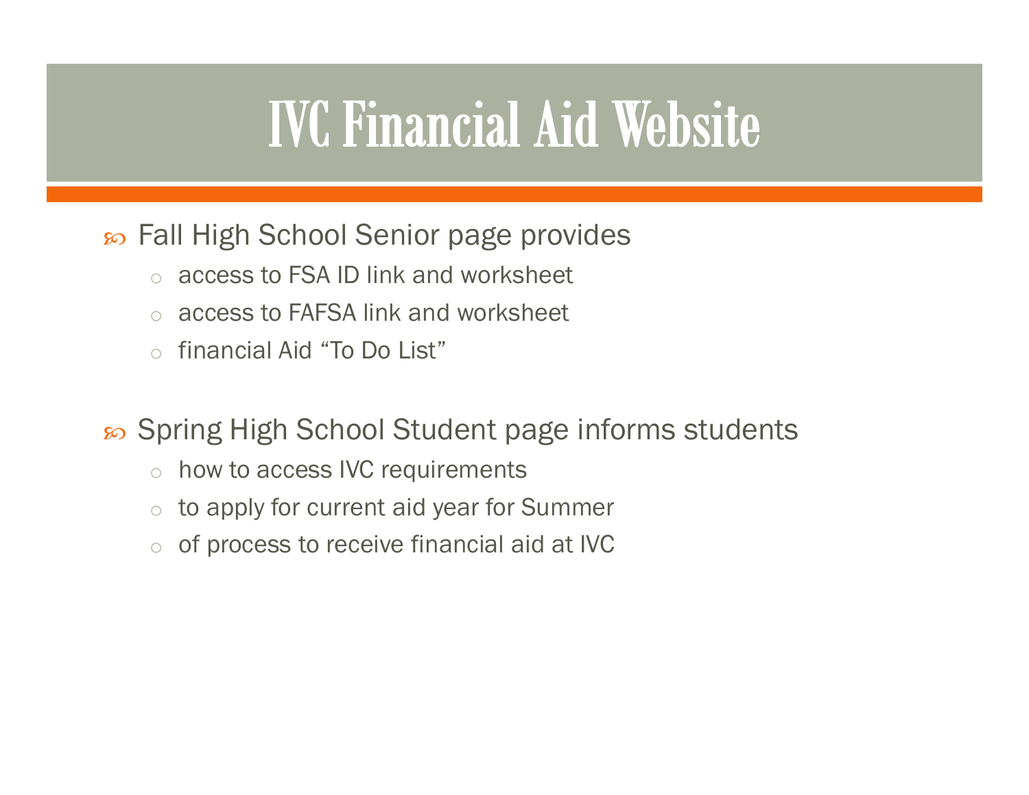# IVC Financial Aid Website

- Fall High School Senior page provides
  - access to FSA ID link and worksheet
  - access to FAFSA link and worksheet
  - financial Aid “To Do List”

- Spring High School Student page informs students
  - how to access IVC requirements
  - to apply for current aid year for Summer
  - of process to receive financial aid at IVC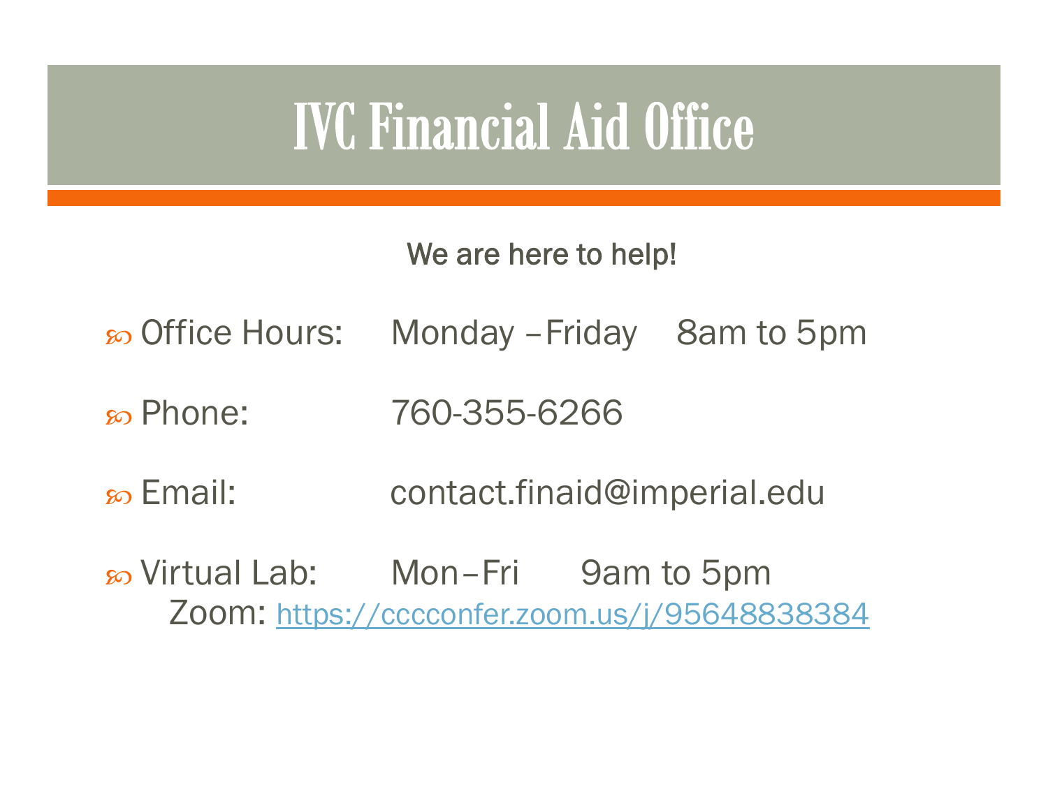# IVC Financial Aid Office

We are here to help!

- Office Hours: Monday – Friday 8am to 5pm
- Phone: 760-355-6266
- Email: contact.finaid@imperial.edu
- Virtual Lab: Mon – Fri 9am to 5pm
  Zoom: https://cccconfer.zoom.us/j/95648838384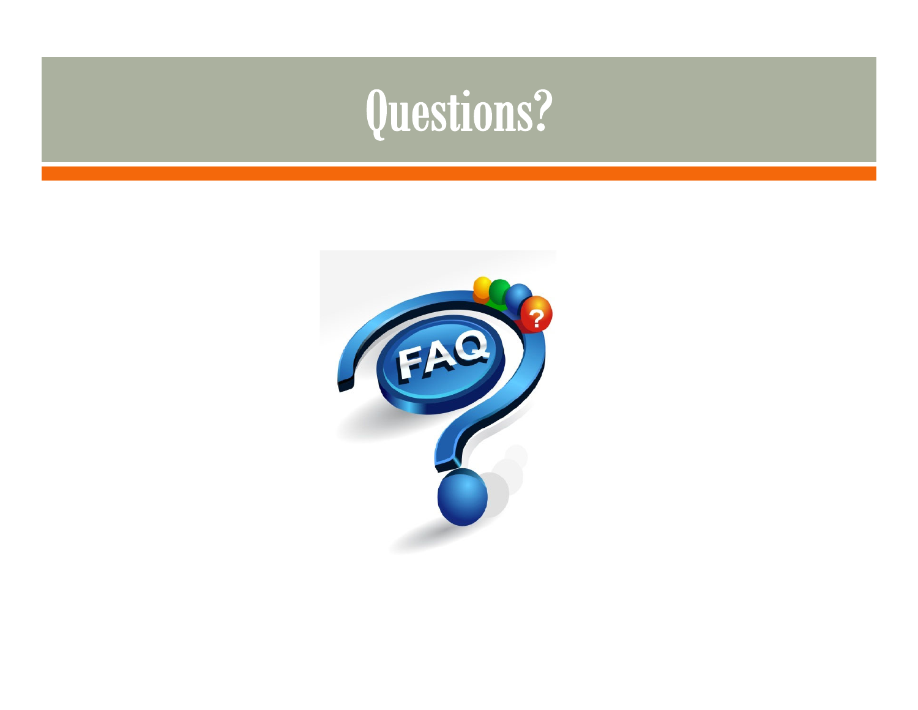# Questions?